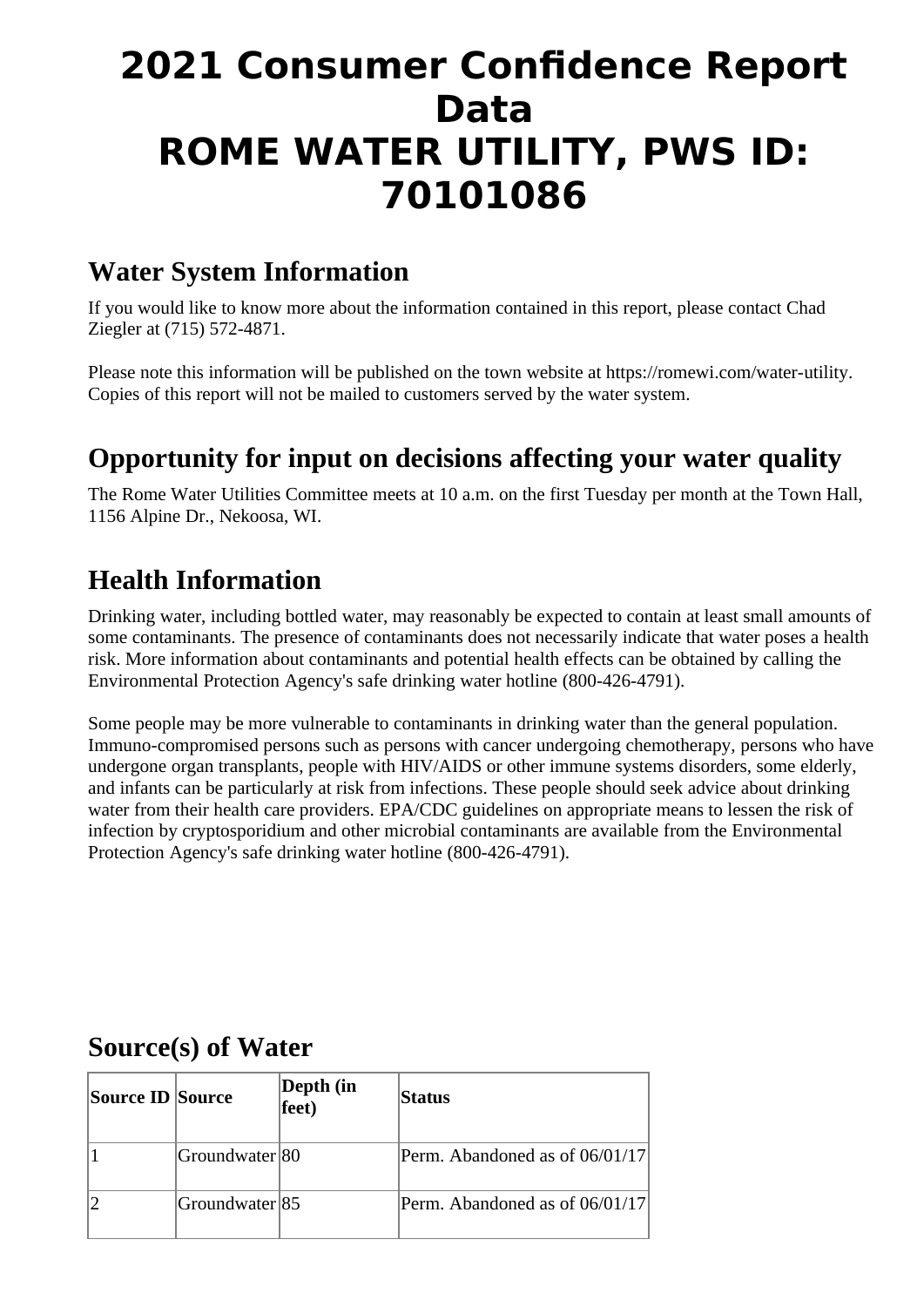# 2021 Consumer Confidence Report Data
# ROME WATER UTILITY, PWS ID: 70101086

## Water System Information

If you would like to know more about the information contained in this report, please contact Chad Ziegler at (715) 572-4871.

Please note this information will be published on the town website at https://romewi.com/water-utility. Copies of this report will not be mailed to customers served by the water system.

## Opportunity for input on decisions affecting your water quality

The Rome Water Utilities Committee meets at 10 a.m. on the first Tuesday per month at the Town Hall, 1156 Alpine Dr., Nekoosa, WI.

## Health Information

Drinking water, including bottled water, may reasonably be expected to contain at least small amounts of some contaminants. The presence of contaminants does not necessarily indicate that water poses a health risk. More information about contaminants and potential health effects can be obtained by calling the Environmental Protection Agency's safe drinking water hotline (800-426-4791).

Some people may be more vulnerable to contaminants in drinking water than the general population. Immuno-compromised persons such as persons with cancer undergoing chemotherapy, persons who have undergone organ transplants, people with HIV/AIDS or other immune systems disorders, some elderly, and infants can be particularly at risk from infections. These people should seek advice about drinking water from their health care providers. EPA/CDC guidelines on appropriate means to lessen the risk of infection by cryptosporidium and other microbial contaminants are available from the Environmental Protection Agency's safe drinking water hotline (800-426-4791).

## Source(s) of Water

| Source ID | Source | Depth (in feet) | Status |
|---|---|---|---|
| 1 | Groundwater | 80 | Perm. Abandoned as of 06/01/17 |
| 2 | Groundwater | 85 | Perm. Abandoned as of 06/01/17 |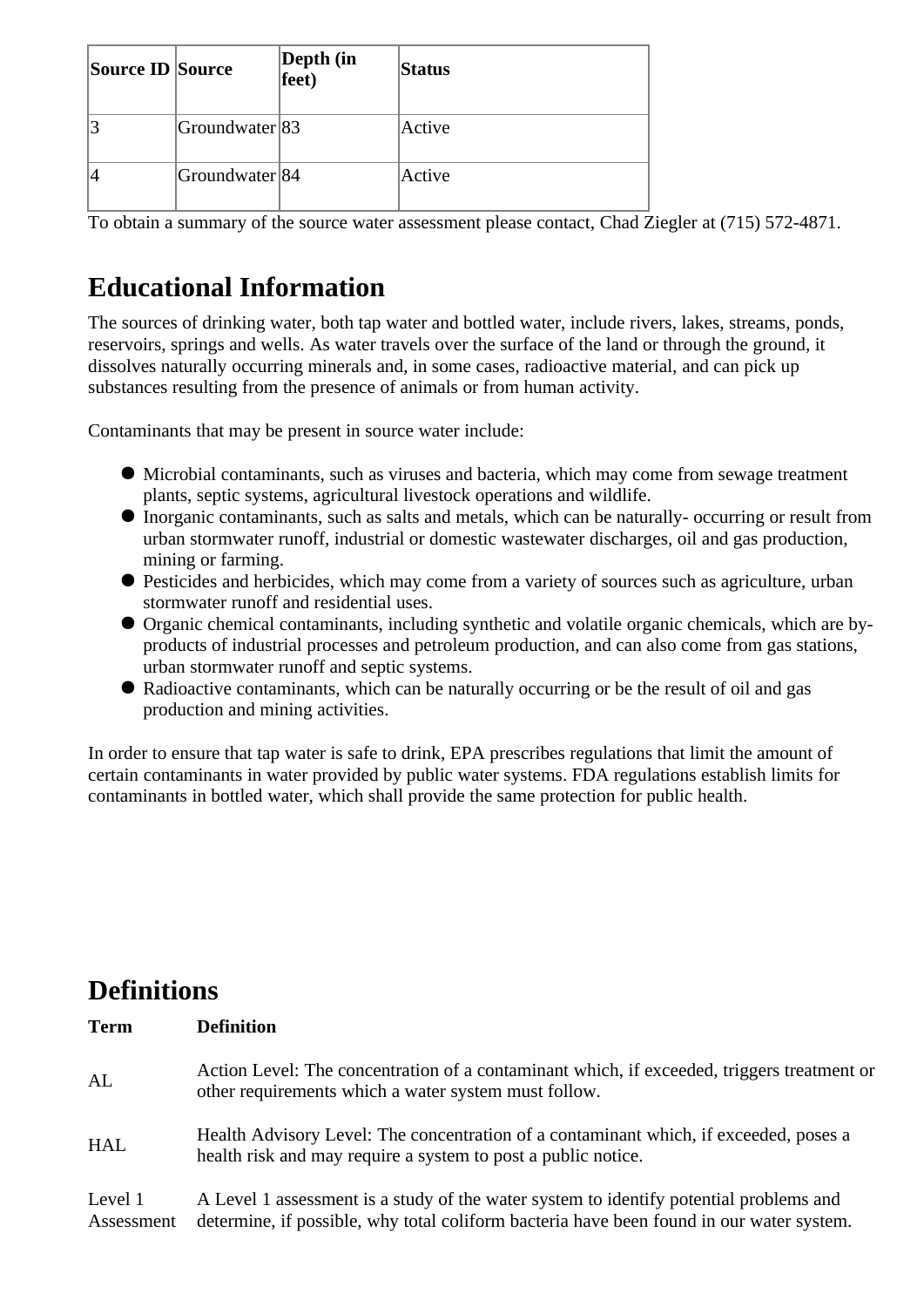| Source ID | Source | Depth (in feet) | Status |
| --- | --- | --- | --- |
| 3 | Groundwater | 83 | Active |
| 4 | Groundwater | 84 | Active |

To obtain a summary of the source water assessment please contact, Chad Ziegler at (715) 572-4871.

## Educational Information

The sources of drinking water, both tap water and bottled water, include rivers, lakes, streams, ponds, reservoirs, springs and wells. As water travels over the surface of the land or through the ground, it dissolves naturally occurring minerals and, in some cases, radioactive material, and can pick up substances resulting from the presence of animals or from human activity.

Contaminants that may be present in source water include:

- Microbial contaminants, such as viruses and bacteria, which may come from sewage treatment plants, septic systems, agricultural livestock operations and wildlife.
- Inorganic contaminants, such as salts and metals, which can be naturally- occurring or result from urban stormwater runoff, industrial or domestic wastewater discharges, oil and gas production, mining or farming.
- Pesticides and herbicides, which may come from a variety of sources such as agriculture, urban stormwater runoff and residential uses.
- Organic chemical contaminants, including synthetic and volatile organic chemicals, which are by-products of industrial processes and petroleum production, and can also come from gas stations, urban stormwater runoff and septic systems.
- Radioactive contaminants, which can be naturally occurring or be the result of oil and gas production and mining activities.

In order to ensure that tap water is safe to drink, EPA prescribes regulations that limit the amount of certain contaminants in water provided by public water systems. FDA regulations establish limits for contaminants in bottled water, which shall provide the same protection for public health.

## Definitions

| Term | Definition |
| --- | --- |
| AL | Action Level: The concentration of a contaminant which, if exceeded, triggers treatment or other requirements which a water system must follow. |
| HAL | Health Advisory Level: The concentration of a contaminant which, if exceeded, poses a health risk and may require a system to post a public notice. |
| Level 1 Assessment | A Level 1 assessment is a study of the water system to identify potential problems and determine, if possible, why total coliform bacteria have been found in our water system. |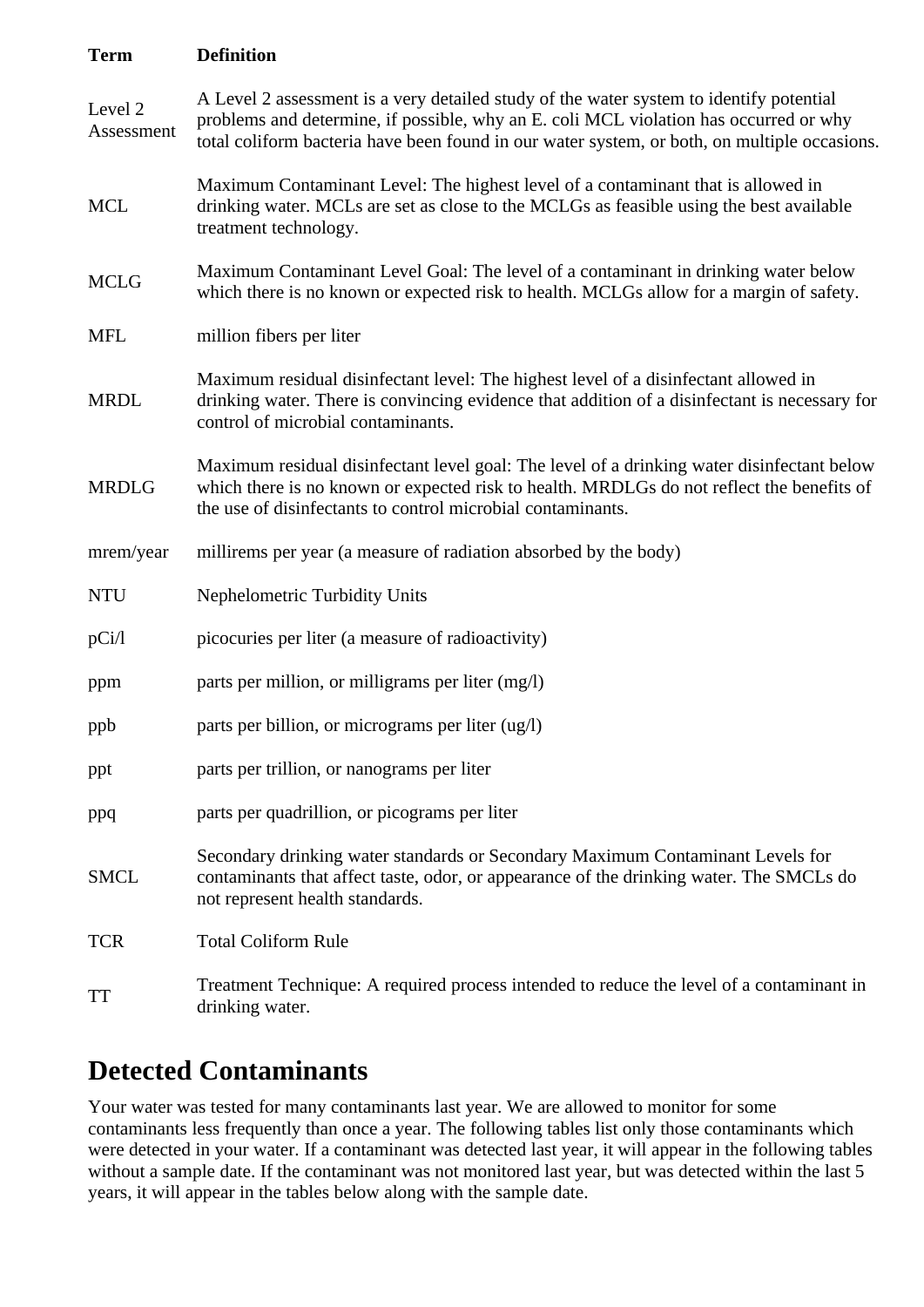| Term | Definition |
| --- | --- |
| Level 2 Assessment | A Level 2 assessment is a very detailed study of the water system to identify potential problems and determine, if possible, why an E. coli MCL violation has occurred or why total coliform bacteria have been found in our water system, or both, on multiple occasions. |
| MCL | Maximum Contaminant Level: The highest level of a contaminant that is allowed in drinking water. MCLs are set as close to the MCLGs as feasible using the best available treatment technology. |
| MCLG | Maximum Contaminant Level Goal: The level of a contaminant in drinking water below which there is no known or expected risk to health. MCLGs allow for a margin of safety. |
| MFL | million fibers per liter |
| MRDL | Maximum residual disinfectant level: The highest level of a disinfectant allowed in drinking water. There is convincing evidence that addition of a disinfectant is necessary for control of microbial contaminants. |
| MRDLG | Maximum residual disinfectant level goal: The level of a drinking water disinfectant below which there is no known or expected risk to health. MRDLGs do not reflect the benefits of the use of disinfectants to control microbial contaminants. |
| mrem/year | millirems per year (a measure of radiation absorbed by the body) |
| NTU | Nephelometric Turbidity Units |
| pCi/l | picocuries per liter (a measure of radioactivity) |
| ppm | parts per million, or milligrams per liter (mg/l) |
| ppb | parts per billion, or micrograms per liter (ug/l) |
| ppt | parts per trillion, or nanograms per liter |
| ppq | parts per quadrillion, or picograms per liter |
| SMCL | Secondary drinking water standards or Secondary Maximum Contaminant Levels for contaminants that affect taste, odor, or appearance of the drinking water. The SMCLs do not represent health standards. |
| TCR | Total Coliform Rule |
| TT | Treatment Technique: A required process intended to reduce the level of a contaminant in drinking water. |

## Detected Contaminants

Your water was tested for many contaminants last year. We are allowed to monitor for some contaminants less frequently than once a year. The following tables list only those contaminants which were detected in your water. If a contaminant was detected last year, it will appear in the following tables without a sample date. If the contaminant was not monitored last year, but was detected within the last 5 years, it will appear in the tables below along with the sample date.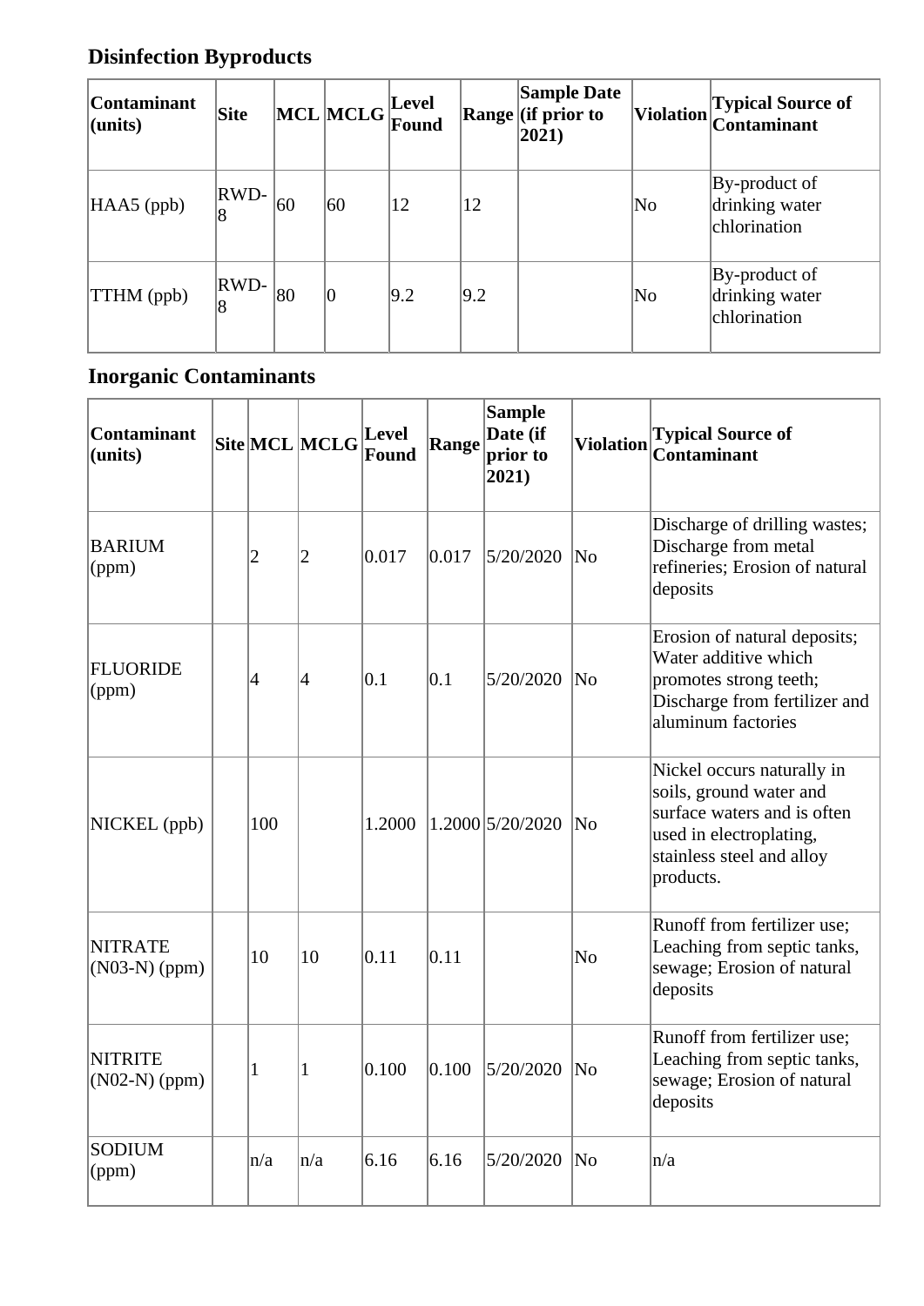## Disinfection Byproducts

| Contaminant (units) | Site | MCL | MCLG | Level Found | Range | Sample Date (if prior to 2021) | Violation | Typical Source of Contaminant |
|---|---|---|---|---|---|---|---|---|
| HAA5 (ppb) | RWD-8 | 60 | 60 | 12 | 12 | | No | By-product of drinking water chlorination |
| TTHM (ppb) | RWD-8 | 80 | 0 | 9.2 | 9.2 | | No | By-product of drinking water chlorination |

## Inorganic Contaminants

| Contaminant (units) | Site | MCL | MCLG | Level Found | Range | Sample Date (if prior to 2021) | Violation | Typical Source of Contaminant |
|---|---|---|---|---|---|---|---|---|
| BARIUM (ppm) | | 2 | 2 | 0.017 | 0.017 | 5/20/2020 | No | Discharge of drilling wastes; Discharge from metal refineries; Erosion of natural deposits |
| FLUORIDE (ppm) | | 4 | 4 | 0.1 | 0.1 | 5/20/2020 | No | Erosion of natural deposits; Water additive which promotes strong teeth; Discharge from fertilizer and aluminum factories |
| NICKEL (ppb) | | 100 | | 1.2000 | 1.2000 | 5/20/2020 | No | Nickel occurs naturally in soils, ground water and surface waters and is often used in electroplating, stainless steel and alloy products. |
| NITRATE (N03-N) (ppm) | | 10 | 10 | 0.11 | 0.11 | | No | Runoff from fertilizer use; Leaching from septic tanks, sewage; Erosion of natural deposits |
| NITRITE (N02-N) (ppm) | | 1 | 1 | 0.100 | 0.100 | 5/20/2020 | No | Runoff from fertilizer use; Leaching from septic tanks, sewage; Erosion of natural deposits |
| SODIUM (ppm) | | n/a | n/a | 6.16 | 6.16 | 5/20/2020 | No | n/a |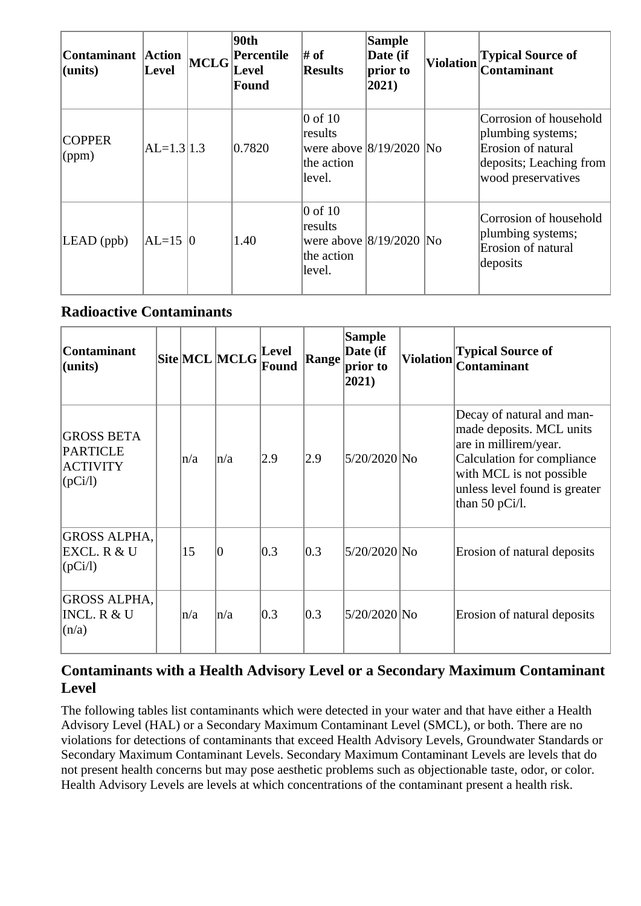| Contaminant (units) | Action Level | MCLG | 90th Percentile Level Found | # of Results | Sample Date (if prior to 2021) | Violation | Typical Source of Contaminant |
|---|---|---|---|---|---|---|---|
| COPPER (ppm) | AL=1.3 | 1.3 | 0.7820 | 0 of 10 results were above the action level. | 8/19/2020 | No | Corrosion of household plumbing systems; Erosion of natural deposits; Leaching from wood preservatives |
| LEAD (ppb) | AL=15 | 0 | 1.40 | 0 of 10 results were above the action level. | 8/19/2020 | No | Corrosion of household plumbing systems; Erosion of natural deposits |

## Radioactive Contaminants

| Contaminant (units) | Site | MCL | MCLG | Level Found | Range | Sample Date (if prior to 2021) | Violation | Typical Source of Contaminant |
|---|---|---|---|---|---|---|---|---|
| GROSS BETA PARTICLE ACTIVITY (pCi/l) | | n/a | n/a | 2.9 | 2.9 | 5/20/2020 | No | Decay of natural and man-made deposits. MCL units are in millirem/year. Calculation for compliance with MCL is not possible unless level found is greater than 50 pCi/l. |
| GROSS ALPHA, EXCL. R & U (pCi/l) | | 15 | 0 | 0.3 | 0.3 | 5/20/2020 | No | Erosion of natural deposits |
| GROSS ALPHA, INCL. R & U (n/a) | | n/a | n/a | 0.3 | 0.3 | 5/20/2020 | No | Erosion of natural deposits |

## Contaminants with a Health Advisory Level or a Secondary Maximum Contaminant Level

The following tables list contaminants which were detected in your water and that have either a Health Advisory Level (HAL) or a Secondary Maximum Contaminant Level (SMCL), or both. There are no violations for detections of contaminants that exceed Health Advisory Levels, Groundwater Standards or Secondary Maximum Contaminant Levels. Secondary Maximum Contaminant Levels are levels that do not present health concerns but may pose aesthetic problems such as objectionable taste, odor, or color. Health Advisory Levels are levels at which concentrations of the contaminant present a health risk.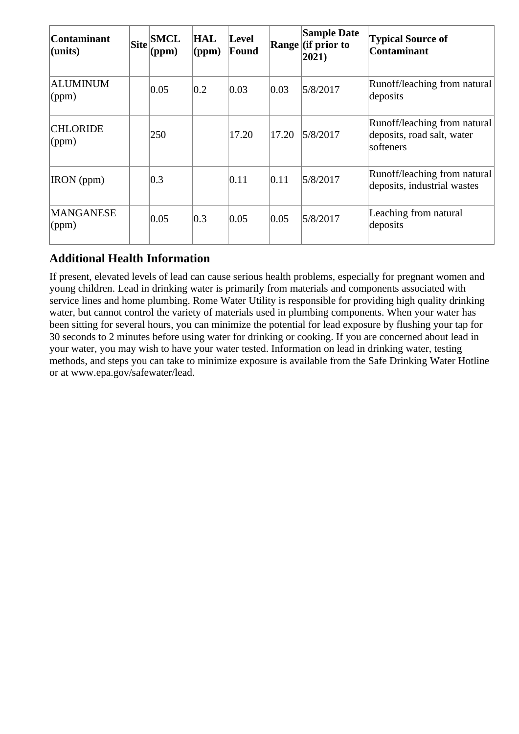| Contaminant (units) | Site | SMCL (ppm) | HAL (ppm) | Level Found | Range | Sample Date (if prior to 2021) | Typical Source of Contaminant |
|---|---|---|---|---|---|---|---|
| ALUMINUM (ppm) | | 0.05 | 0.2 | 0.03 | 0.03 | 5/8/2017 | Runoff/leaching from natural deposits |
| CHLORIDE (ppm) | | 250 | | 17.20 | 17.20 | 5/8/2017 | Runoff/leaching from natural deposits, road salt, water softeners |
| IRON (ppm) | | 0.3 | | 0.11 | 0.11 | 5/8/2017 | Runoff/leaching from natural deposits, industrial wastes |
| MANGANESE (ppm) | | 0.05 | 0.3 | 0.05 | 0.05 | 5/8/2017 | Leaching from natural deposits |

## Additional Health Information

If present, elevated levels of lead can cause serious health problems, especially for pregnant women and young children. Lead in drinking water is primarily from materials and components associated with service lines and home plumbing. Rome Water Utility is responsible for providing high quality drinking water, but cannot control the variety of materials used in plumbing components. When your water has been sitting for several hours, you can minimize the potential for lead exposure by flushing your tap for 30 seconds to 2 minutes before using water for drinking or cooking. If you are concerned about lead in your water, you may wish to have your water tested. Information on lead in drinking water, testing methods, and steps you can take to minimize exposure is available from the Safe Drinking Water Hotline or at www.epa.gov/safewater/lead.